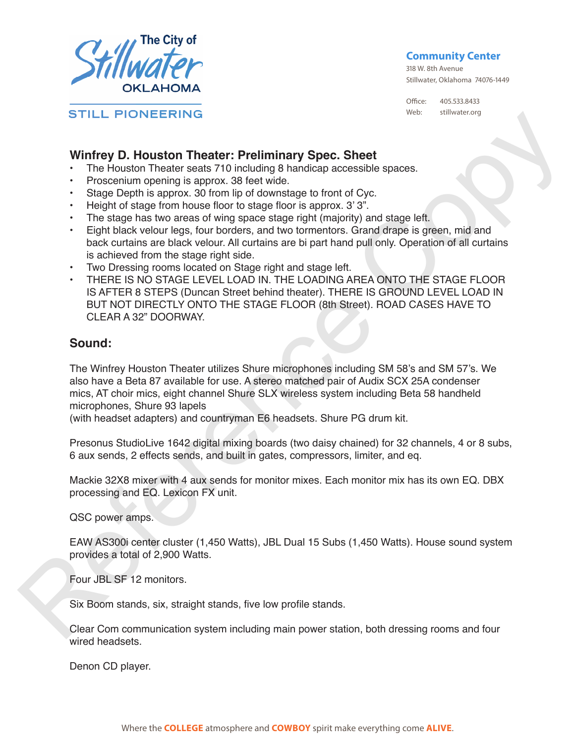The City of Stillwater OKLAHOMA

STILL PIONEERING

**Community Center**
318 W. 8th Avenue
Stillwater, Oklahoma 74076-1449

Office: 405.533.8433
Web: stillwater.org

## Winfrey D. Houston Theater: Preliminary Spec. Sheet

- The Houston Theater seats 710 including 8 handicap accessible spaces.
- Proscenium opening is approx. 38 feet wide.
- Stage Depth is approx. 30 from lip of downstage to front of Cyc.
- Height of stage from house floor to stage floor is approx. 3' 3".
- The stage has two areas of wing space stage right (majority) and stage left.
- Eight black velour legs, four borders, and two tormentors. Grand drape is green, mid and back curtains are black velour. All curtains are bi part hand pull only. Operation of all curtains is achieved from the stage right side.
- Two Dressing rooms located on Stage right and stage left.
- THERE IS NO STAGE LEVEL LOAD IN. THE LOADING AREA ONTO THE STAGE FLOOR IS AFTER 8 STEPS (Duncan Street behind theater). THERE IS GROUND LEVEL LOAD IN BUT NOT DIRECTLY ONTO THE STAGE FLOOR (8th Street). ROAD CASES HAVE TO CLEAR A 32" DOORWAY.

## Sound:

The Winfrey Houston Theater utilizes Shure microphones including SM 58's and SM 57's. We also have a Beta 87 available for use. A stereo matched pair of Audix SCX 25A condenser mics, AT choir mics, eight channel Shure SLX wireless system including Beta 58 handheld microphones, Shure 93 lapels
(with headset adapters) and countryman E6 headsets. Shure PG drum kit.

Presonus StudioLive 1642 digital mixing boards (two daisy chained) for 32 channels, 4 or 8 subs, 6 aux sends, 2 effects sends, and built in gates, compressors, limiter, and eq.

Mackie 32X8 mixer with 4 aux sends for monitor mixes. Each monitor mix has its own EQ. DBX processing and EQ. Lexicon FX unit.

QSC power amps.

EAW AS300i center cluster (1,450 Watts), JBL Dual 15 Subs (1,450 Watts). House sound system provides a total of 2,900 Watts.

Four JBL SF 12 monitors.

Six Boom stands, six, straight stands, five low profile stands.

Clear Com communication system including main power station, both dressing rooms and four wired headsets.

Denon CD player.

Where the **COLLEGE** atmosphere and **COWBOY** spirit make everything come **ALIVE**.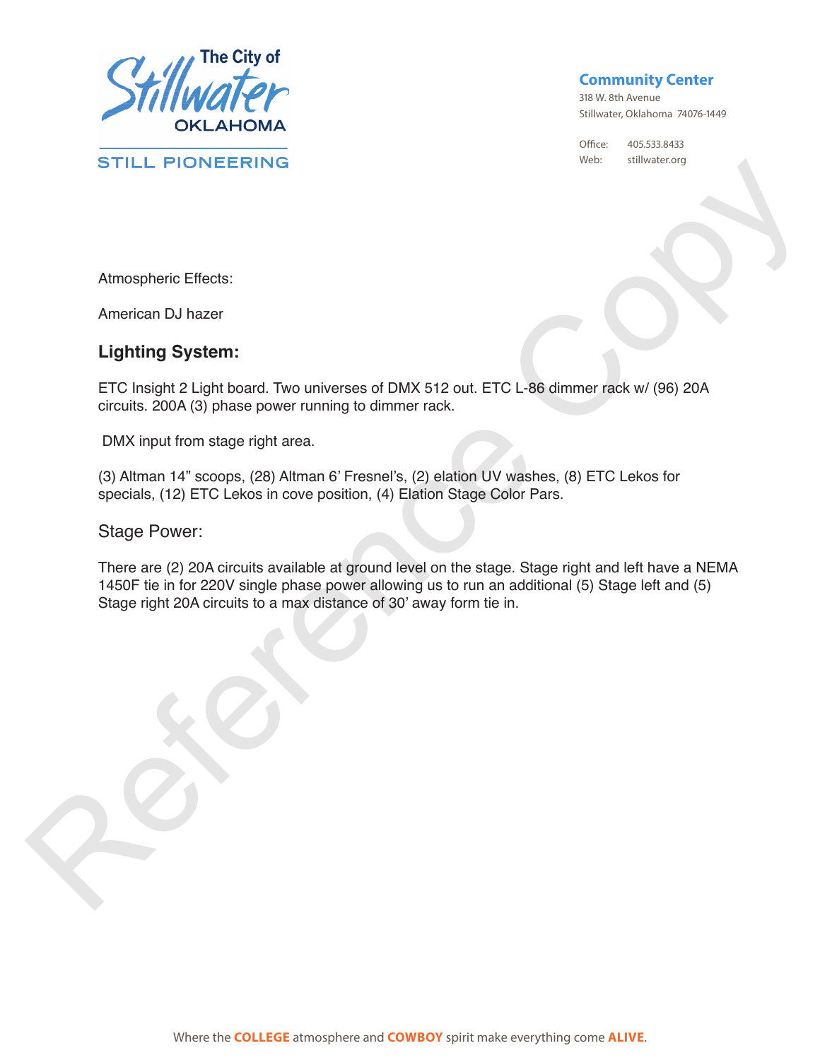Atmospheric Effects:

American DJ hazer

## Lighting System:

ETC Insight 2 Light board. Two universes of DMX 512 out. ETC L-86 dimmer rack w/ (96) 20A circuits. 200A (3) phase power running to dimmer rack.

DMX input from stage right area.

(3) Altman 14" scoops, (28) Altman 6' Fresnel's, (2) elation UV washes, (8) ETC Lekos for specials, (12) ETC Lekos in cove position, (4) Elation Stage Color Pars.

Stage Power:

There are (2) 20A circuits available at ground level on the stage. Stage right and left have a NEMA 1450F tie in for 220V single phase power allowing us to run an additional (5) Stage left and (5) Stage right 20A circuits to a max distance of 30' away form tie in.